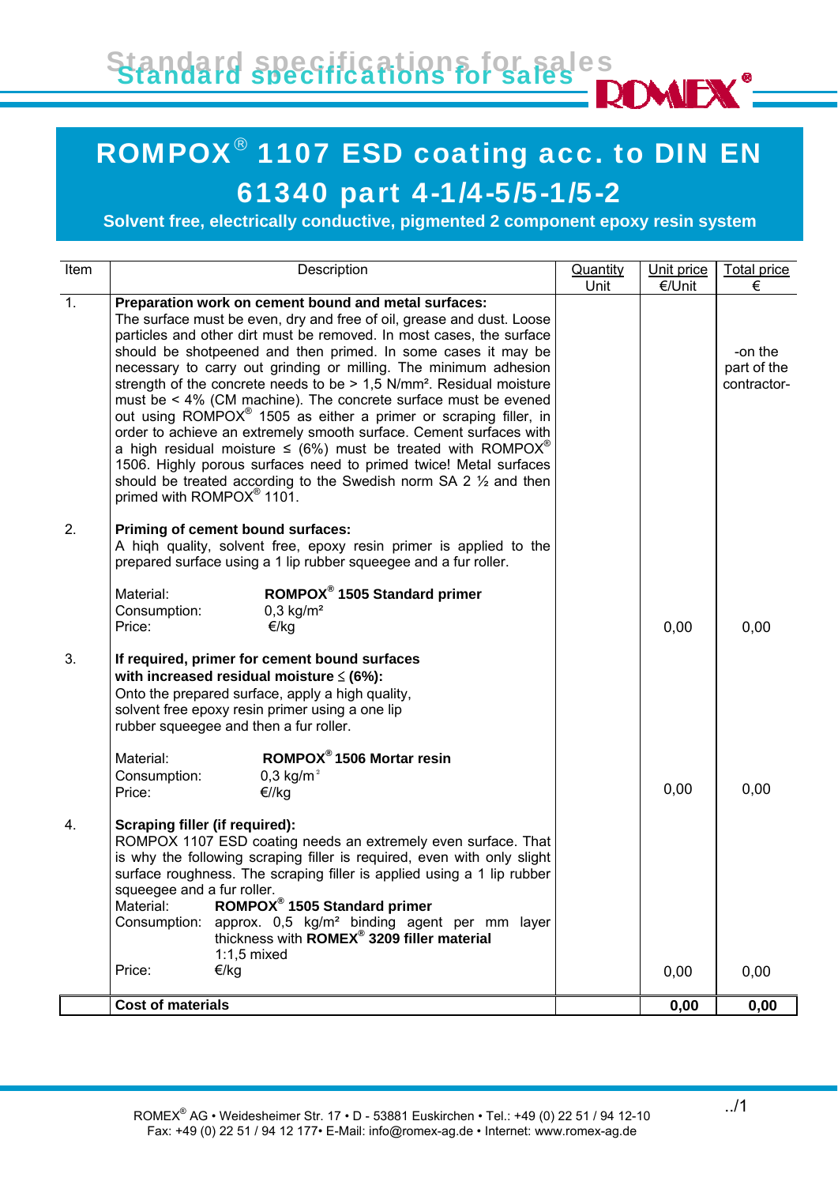# ROMPOX® 1107 ESD coating acc. to DIN EN 61340 part 4-1/4-5/5-1/5-2

**Solvent free, electrically conductive, pigmented 2 component epoxy resin system**

| Item | Description | Quantity Unit | Unit price €/Unit | Total price € |
|---|---|---|---|---|
| 1. | **Preparation work on cement bound and metal surfaces:** The surface must be even, dry and free of oil, grease and dust. Loose particles and other dirt must be removed. In most cases, the surface should be shotpeened and then primed. In some cases it may be necessary to carry out grinding or milling. The minimum adhesion strength of the concrete needs to be > 1,5 N/mm². Residual moisture must be < 4% (CM machine). The concrete surface must be evened out using ROMPOX® 1505 as either a primer or scraping filler, in order to achieve an extremely smooth surface. Cement surfaces with a high residual moisture ≤ (6%) must be treated with ROMPOX® 1506. Highly porous surfaces need to primed twice! Metal surfaces should be treated according to the Swedish norm SA 2 ½ and then primed with ROMPOX® 1101. | | | -on the part of the contractor- |
| 2. | **Priming of cement bound surfaces:** A hiqh quality, solvent free, epoxy resin primer is applied to the prepared surface using a 1 lip rubber squeegee and a fur roller.<br><br>Material: **ROMPOX® 1505 Standard primer**<br>Consumption: 0,3 kg/m²<br>Price: €/kg | | 0,00 | 0,00 |
| 3. | **If required, primer for cement bound surfaces with increased residual moisture ≤ (6%):** Onto the prepared surface, apply a high quality, solvent free epoxy resin primer using a one lip rubber squeegee and then a fur roller.<br><br>Material: **ROMPOX® 1506 Mortar resin**<br>Consumption: 0,3 kg/m²<br>Price: €//kg | | 0,00 | 0,00 |
| 4. | **Scraping filler (if required):** ROMPOX 1107 ESD coating needs an extremely even surface. That is why the following scraping filler is required, even with only slight surface roughness. The scraping filler is applied using a 1 lip rubber squeegee and a fur roller.<br>Material: **ROMPOX® 1505 Standard primer**<br>Consumption: approx. 0,5 kg/m² binding agent per mm layer thickness with **ROMEX® 3209 filler material** 1:1,5 mixed<br>Price: €/kg | | 0,00 | 0,00 |
| | **Cost of materials** | | **0,00** | **0,00** |

ROMEX® AG • Weidesheimer Str. 17 • D - 53881 Euskirchen • Tel.: +49 (0) 22 51 / 94 12-10
Fax: +49 (0) 22 51 / 94 12 177• E-Mail: info@romex-ag.de • Internet: www.romex-ag.de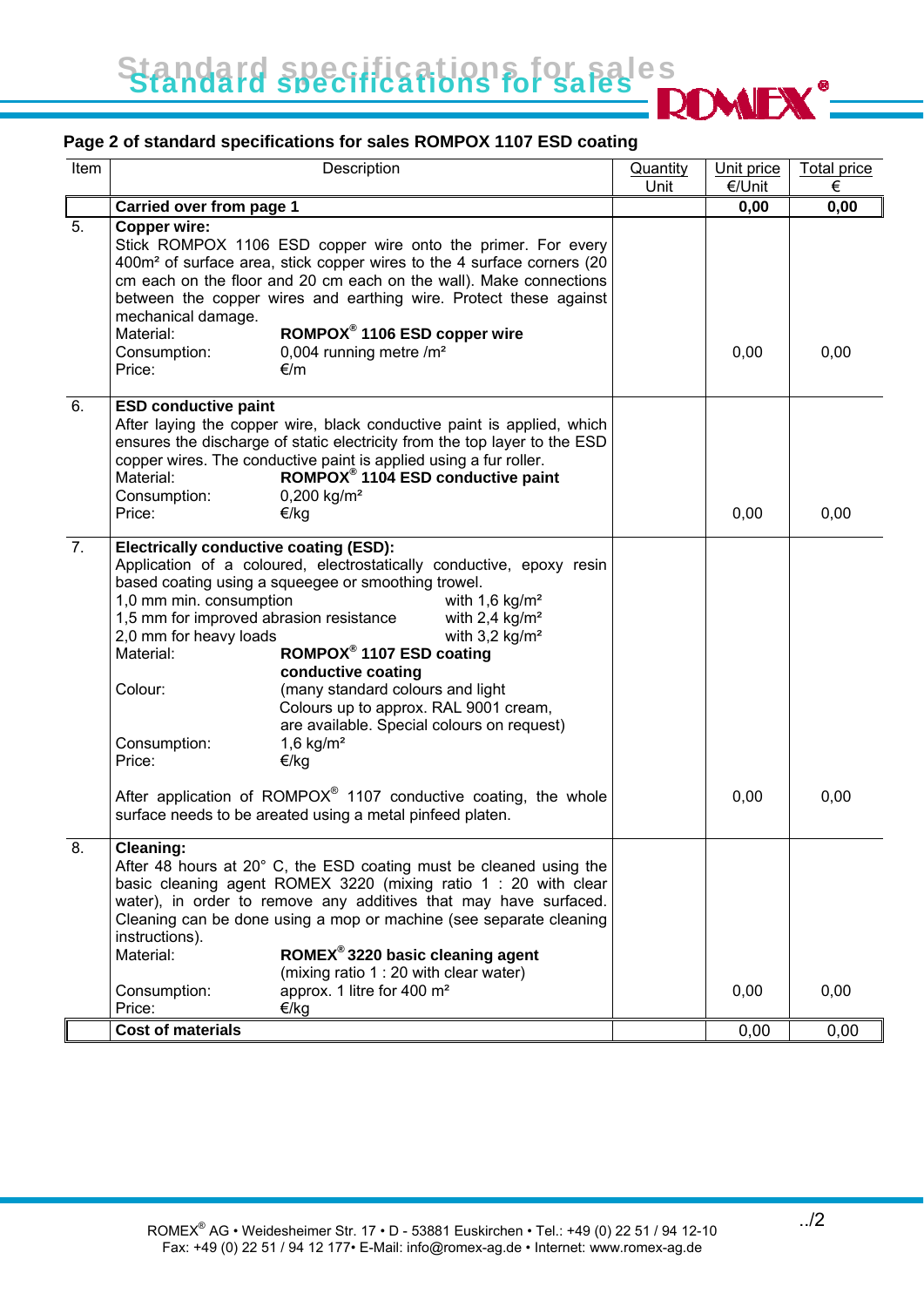## Page 2 of standard specifications for sales ROMPOX 1107 ESD coating

| Item | Description | Quantity Unit | Unit price €/Unit | Total price € |
|---|---|---|---|---|
| | **Carried over from page 1** | | **0,00** | **0,00** |
| 5. | **Copper wire:**<br>Stick ROMPOX 1106 ESD copper wire onto the primer. For every 400m² of surface area, stick copper wires to the 4 surface corners (20 cm each on the floor and 20 cm each on the wall). Make connections between the copper wires and earthing wire. Protect these against mechanical damage.<br>Material: **ROMPOX® 1106 ESD copper wire**<br>Consumption: 0,004 running metre /m²<br>Price: €/m | | 0,00 | 0,00 |
| 6. | **ESD conductive paint**<br>After laying the copper wire, black conductive paint is applied, which ensures the discharge of static electricity from the top layer to the ESD copper wires. The conductive paint is applied using a fur roller.<br>Material: **ROMPOX® 1104 ESD conductive paint**<br>Consumption: 0,200 kg/m²<br>Price: €/kg | | 0,00 | 0,00 |
| 7. | **Electrically conductive coating (ESD):**<br>Application of a coloured, electrostatically conductive, epoxy resin based coating using a squeegee or smoothing trowel.<br>1,0 mm min. consumption with 1,6 kg/m²<br>1,5 mm for improved abrasion resistance with 2,4 kg/m²<br>2,0 mm for heavy loads with 3,2 kg/m²<br>Material: **ROMPOX® 1107 ESD coating conductive coating**<br>Colour: (many standard colours and light Colours up to approx. RAL 9001 cream, are available. Special colours on request)<br>Consumption: 1,6 kg/m²<br>Price: €/kg<br><br>After application of ROMPOX® 1107 conductive coating, the whole surface needs to be areated using a metal pinfeed platen. | | 0,00 | 0,00 |
| 8. | **Cleaning:**<br>After 48 hours at 20° C, the ESD coating must be cleaned using the basic cleaning agent ROMEX 3220 (mixing ratio 1 : 20 with clear water), in order to remove any additives that may have surfaced. Cleaning can be done using a mop or machine (see separate cleaning instructions).<br>Material: **ROMEX® 3220 basic cleaning agent** (mixing ratio 1 : 20 with clear water)<br>Consumption: approx. 1 litre for 400 m²<br>Price: €/kg | | 0,00 | 0,00 |
| | **Cost of materials** | | 0,00 | 0,00 |

ROMEX® AG • Weidesheimer Str. 17 • D - 53881 Euskirchen • Tel.: +49 (0) 22 51 / 94 12-10
Fax: +49 (0) 22 51 / 94 12 177• E-Mail: info@romex-ag.de • Internet: www.romex-ag.de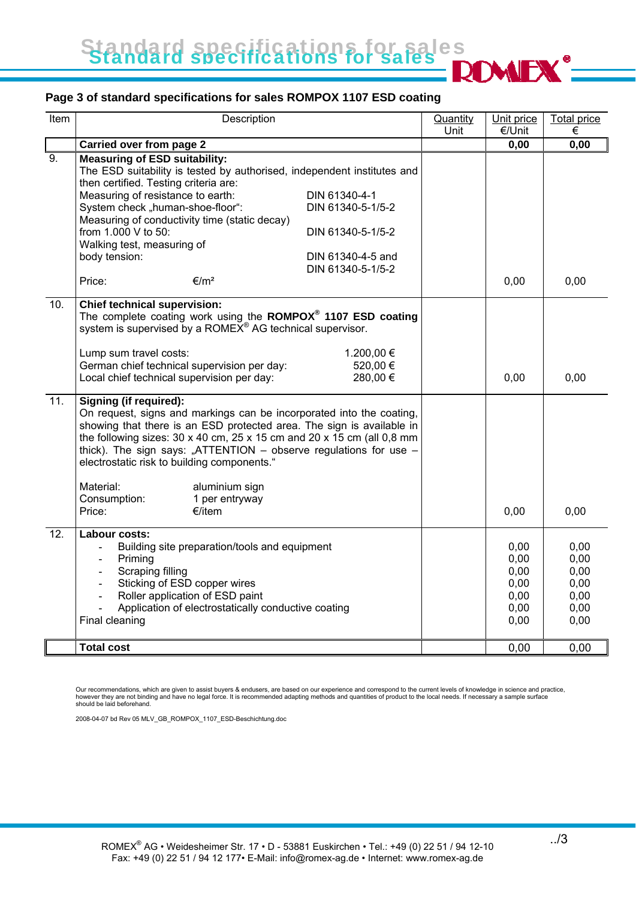## Page 3 of standard specifications for sales ROMPOX 1107 ESD coating

| Item | Description | Quantity Unit | Unit price €/Unit | Total price € |
|---|---|---|---|---|
| | **Carried over from page 2** | | **0,00** | **0,00** |
| 9. | **Measuring of ESD suitability:**<br>The ESD suitability is tested by authorised, independent institutes and then certified. Testing criteria are:<br>Measuring of resistance to earth: DIN 61340-4-1<br>System check „human-shoe-floor“: DIN 61340-5-1/5-2<br>Measuring of conductivity time (static decay) from 1.000 V to 50: DIN 61340-5-1/5-2<br>Walking test, measuring of body tension: DIN 61340-4-5 and DIN 61340-5-1/5-2<br>Price: €/m² | | 0,00 | 0,00 |
| 10. | **Chief technical supervision:**<br>The complete coating work using the **ROMPOX® 1107 ESD coating** system is supervised by a ROMEX® AG technical supervisor.<br><br>Lump sum travel costs: 1.200,00 €<br>German chief technical supervision per day: 520,00 €<br>Local chief technical supervision per day: 280,00 € | | 0,00 | 0,00 |
| 11. | **Signing (if required):**<br>On request, signs and markings can be incorporated into the coating, showing that there is an ESD protected area. The sign is available in the following sizes: 30 x 40 cm, 25 x 15 cm and 20 x 15 cm (all 0,8 mm thick). The sign says: „ATTENTION – observe regulations for use – electrostatic risk to building components.“<br><br>Material: aluminium sign<br>Consumption: 1 per entryway<br>Price: €/item | | 0,00 | 0,00 |
| 12. | **Labour costs:**<br>- Building site preparation/tools and equipment<br>- Priming<br>- Scraping filling<br>- Sticking of ESD copper wires<br>- Roller application of ESD paint<br>- Application of electrostatically conductive coating<br>Final cleaning | | 0,00<br>0,00<br>0,00<br>0,00<br>0,00<br>0,00<br>0,00 | 0,00<br>0,00<br>0,00<br>0,00<br>0,00<br>0,00<br>0,00 |
| | **Total cost** | | 0,00 | 0,00 |

Our recommendations, which are given to assist buyers & endusers, are based on our experience and correspond to the current levels of knowledge in science and practice, however they are not binding and have no legal force. It is recommended adapting methods and quantities of product to the local needs. If necessary a sample surface should be laid beforehand.

2008-04-07 bd Rev 05 MLV_GB_ROMPOX_1107_ESD-Beschichtung.doc

ROMEX® AG • Weidesheimer Str. 17 • D - 53881 Euskirchen • Tel.: +49 (0) 22 51 / 94 12-10
Fax: +49 (0) 22 51 / 94 12 177• E-Mail: info@romex-ag.de • Internet: www.romex-ag.de